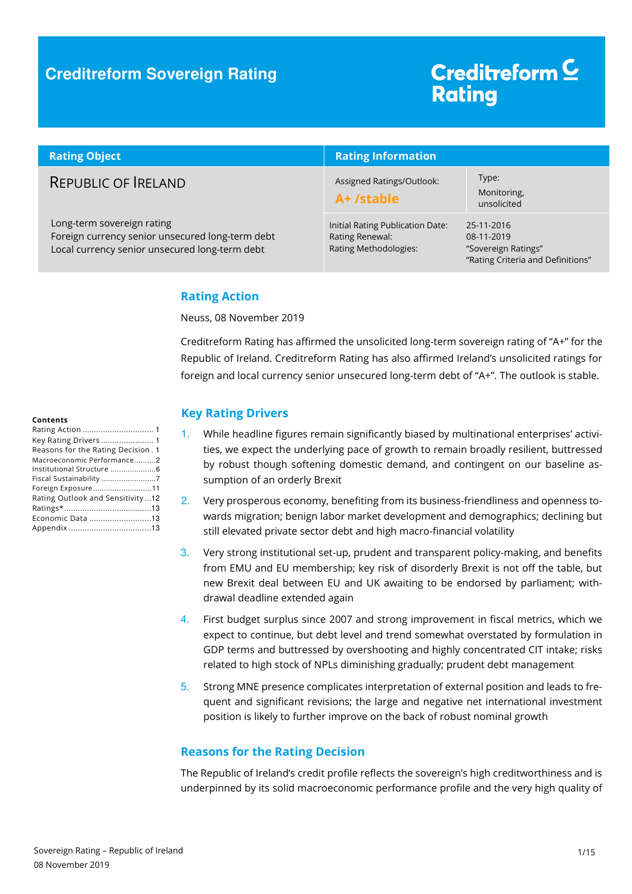# Creditreform Sovereign Rating

Creditreform Rating

| Rating Object | Rating Information | |
|---|---|---|
| REPUBLIC OF IRELAND | Assigned Ratings/Outlook: **A+ /stable** | Type: Monitoring, unsolicited |
| Long-term sovereign rating<br>Foreign currency senior unsecured long-term debt<br>Local currency senior unsecured long-term debt | Initial Rating Publication Date:<br>Rating Renewal:<br>Rating Methodologies: | 25-11-2016<br>08-11-2019<br>"Sovereign Ratings"<br>"Rating Criteria and Definitions" |

**Contents**

Rating Action ............ 1
Key Rating Drivers ............ 1
Reasons for the Rating Decision . 1
Macroeconomic Performance ............ 2
Institutional Structure ............ 6
Fiscal Sustainability ............ 7
Foreign Exposure ............ 11
Rating Outlook and Sensitivity ... 12
Ratings* ............ 13
Economic Data ............ 13
Appendix ............ 13

## Rating Action

Neuss, 08 November 2019

Creditreform Rating has affirmed the unsolicited long-term sovereign rating of "A+" for the Republic of Ireland. Creditreform Rating has also affirmed Ireland's unsolicited ratings for foreign and local currency senior unsecured long-term debt of "A+". The outlook is stable.

## Key Rating Drivers

1. While headline figures remain significantly biased by multinational enterprises' activities, we expect the underlying pace of growth to remain broadly resilient, buttressed by robust though softening domestic demand, and contingent on our baseline assumption of an orderly Brexit
2. Very prosperous economy, benefiting from its business-friendliness and openness towards migration; benign labor market development and demographics; declining but still elevated private sector debt and high macro-financial volatility
3. Very strong institutional set-up, prudent and transparent policy-making, and benefits from EMU and EU membership; key risk of disorderly Brexit is not off the table, but new Brexit deal between EU and UK awaiting to be endorsed by parliament; withdrawal deadline extended again
4. First budget surplus since 2007 and strong improvement in fiscal metrics, which we expect to continue, but debt level and trend somewhat overstated by formulation in GDP terms and buttressed by overshooting and highly concentrated CIT intake; risks related to high stock of NPLs diminishing gradually; prudent debt management
5. Strong MNE presence complicates interpretation of external position and leads to frequent and significant revisions; the large and negative net international investment position is likely to further improve on the back of robust nominal growth

## Reasons for the Rating Decision

The Republic of Ireland's credit profile reflects the sovereign's high creditworthiness and is underpinned by its solid macroeconomic performance profile and the very high quality of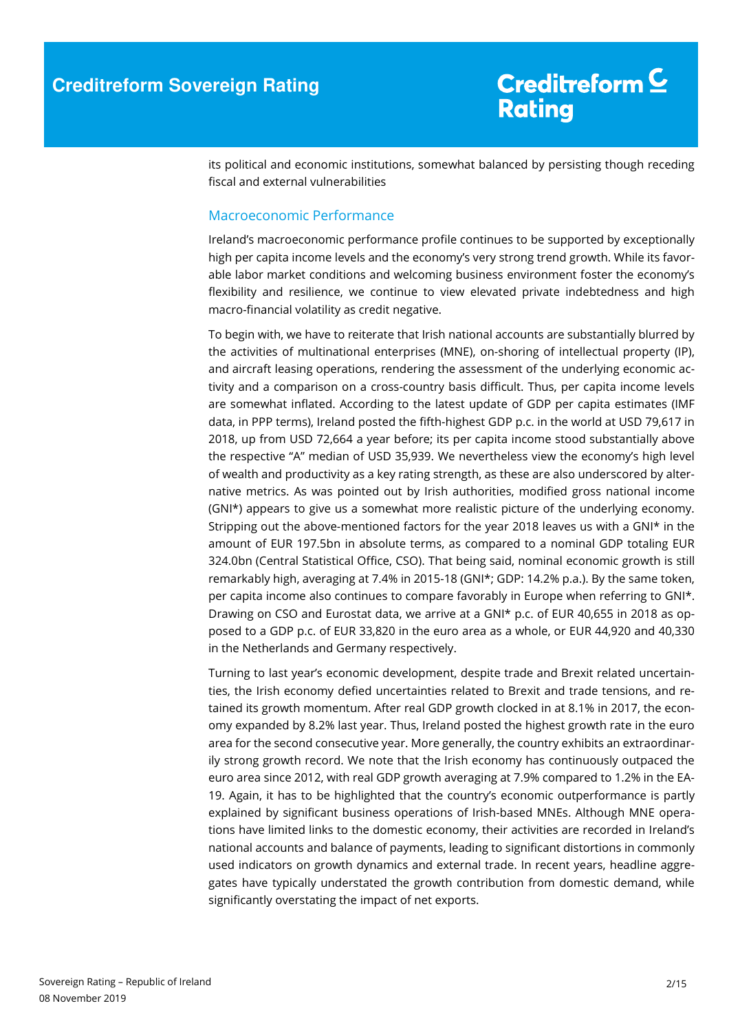its political and economic institutions, somewhat balanced by persisting though receding fiscal and external vulnerabilities

## Macroeconomic Performance

Ireland's macroeconomic performance profile continues to be supported by exceptionally high per capita income levels and the economy's very strong trend growth. While its favorable labor market conditions and welcoming business environment foster the economy's flexibility and resilience, we continue to view elevated private indebtedness and high macro-financial volatility as credit negative.

To begin with, we have to reiterate that Irish national accounts are substantially blurred by the activities of multinational enterprises (MNE), on-shoring of intellectual property (IP), and aircraft leasing operations, rendering the assessment of the underlying economic activity and a comparison on a cross-country basis difficult. Thus, per capita income levels are somewhat inflated. According to the latest update of GDP per capita estimates (IMF data, in PPP terms), Ireland posted the fifth-highest GDP p.c. in the world at USD 79,617 in 2018, up from USD 72,664 a year before; its per capita income stood substantially above the respective "A" median of USD 35,939. We nevertheless view the economy's high level of wealth and productivity as a key rating strength, as these are also underscored by alternative metrics. As was pointed out by Irish authorities, modified gross national income (GNI*) appears to give us a somewhat more realistic picture of the underlying economy. Stripping out the above-mentioned factors for the year 2018 leaves us with a GNI* in the amount of EUR 197.5bn in absolute terms, as compared to a nominal GDP totaling EUR 324.0bn (Central Statistical Office, CSO). That being said, nominal economic growth is still remarkably high, averaging at 7.4% in 2015-18 (GNI*; GDP: 14.2% p.a.). By the same token, per capita income also continues to compare favorably in Europe when referring to GNI*. Drawing on CSO and Eurostat data, we arrive at a GNI* p.c. of EUR 40,655 in 2018 as opposed to a GDP p.c. of EUR 33,820 in the euro area as a whole, or EUR 44,920 and 40,330 in the Netherlands and Germany respectively.

Turning to last year's economic development, despite trade and Brexit related uncertainties, the Irish economy defied uncertainties related to Brexit and trade tensions, and retained its growth momentum. After real GDP growth clocked in at 8.1% in 2017, the economy expanded by 8.2% last year. Thus, Ireland posted the highest growth rate in the euro area for the second consecutive year. More generally, the country exhibits an extraordinarily strong growth record. We note that the Irish economy has continuously outpaced the euro area since 2012, with real GDP growth averaging at 7.9% compared to 1.2% in the EA-19. Again, it has to be highlighted that the country's economic outperformance is partly explained by significant business operations of Irish-based MNEs. Although MNE operations have limited links to the domestic economy, their activities are recorded in Ireland's national accounts and balance of payments, leading to significant distortions in commonly used indicators on growth dynamics and external trade. In recent years, headline aggregates have typically understated the growth contribution from domestic demand, while significantly overstating the impact of net exports.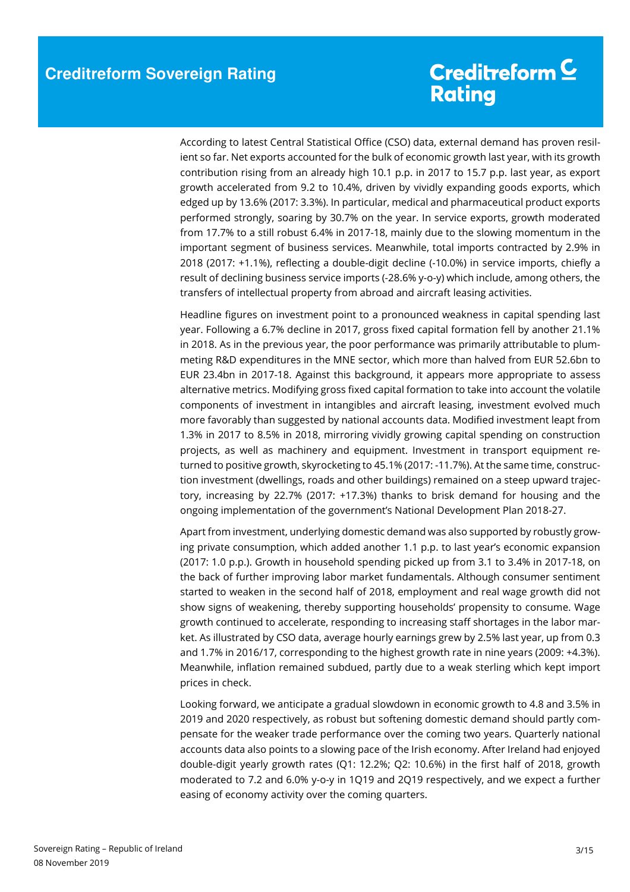According to latest Central Statistical Office (CSO) data, external demand has proven resilient so far. Net exports accounted for the bulk of economic growth last year, with its growth contribution rising from an already high 10.1 p.p. in 2017 to 15.7 p.p. last year, as export growth accelerated from 9.2 to 10.4%, driven by vividly expanding goods exports, which edged up by 13.6% (2017: 3.3%). In particular, medical and pharmaceutical product exports performed strongly, soaring by 30.7% on the year. In service exports, growth moderated from 17.7% to a still robust 6.4% in 2017-18, mainly due to the slowing momentum in the important segment of business services. Meanwhile, total imports contracted by 2.9% in 2018 (2017: +1.1%), reflecting a double-digit decline (-10.0%) in service imports, chiefly a result of declining business service imports (-28.6% y-o-y) which include, among others, the transfers of intellectual property from abroad and aircraft leasing activities.

Headline figures on investment point to a pronounced weakness in capital spending last year. Following a 6.7% decline in 2017, gross fixed capital formation fell by another 21.1% in 2018. As in the previous year, the poor performance was primarily attributable to plummeting R&D expenditures in the MNE sector, which more than halved from EUR 52.6bn to EUR 23.4bn in 2017-18. Against this background, it appears more appropriate to assess alternative metrics. Modifying gross fixed capital formation to take into account the volatile components of investment in intangibles and aircraft leasing, investment evolved much more favorably than suggested by national accounts data. Modified investment leapt from 1.3% in 2017 to 8.5% in 2018, mirroring vividly growing capital spending on construction projects, as well as machinery and equipment. Investment in transport equipment returned to positive growth, skyrocketing to 45.1% (2017: -11.7%). At the same time, construction investment (dwellings, roads and other buildings) remained on a steep upward trajectory, increasing by 22.7% (2017: +17.3%) thanks to brisk demand for housing and the ongoing implementation of the government's National Development Plan 2018-27.

Apart from investment, underlying domestic demand was also supported by robustly growing private consumption, which added another 1.1 p.p. to last year's economic expansion (2017: 1.0 p.p.). Growth in household spending picked up from 3.1 to 3.4% in 2017-18, on the back of further improving labor market fundamentals. Although consumer sentiment started to weaken in the second half of 2018, employment and real wage growth did not show signs of weakening, thereby supporting households' propensity to consume. Wage growth continued to accelerate, responding to increasing staff shortages in the labor market. As illustrated by CSO data, average hourly earnings grew by 2.5% last year, up from 0.3 and 1.7% in 2016/17, corresponding to the highest growth rate in nine years (2009: +4.3%). Meanwhile, inflation remained subdued, partly due to a weak sterling which kept import prices in check.

Looking forward, we anticipate a gradual slowdown in economic growth to 4.8 and 3.5% in 2019 and 2020 respectively, as robust but softening domestic demand should partly compensate for the weaker trade performance over the coming two years. Quarterly national accounts data also points to a slowing pace of the Irish economy. After Ireland had enjoyed double-digit yearly growth rates (Q1: 12.2%; Q2: 10.6%) in the first half of 2018, growth moderated to 7.2 and 6.0% y-o-y in 1Q19 and 2Q19 respectively, and we expect a further easing of economy activity over the coming quarters.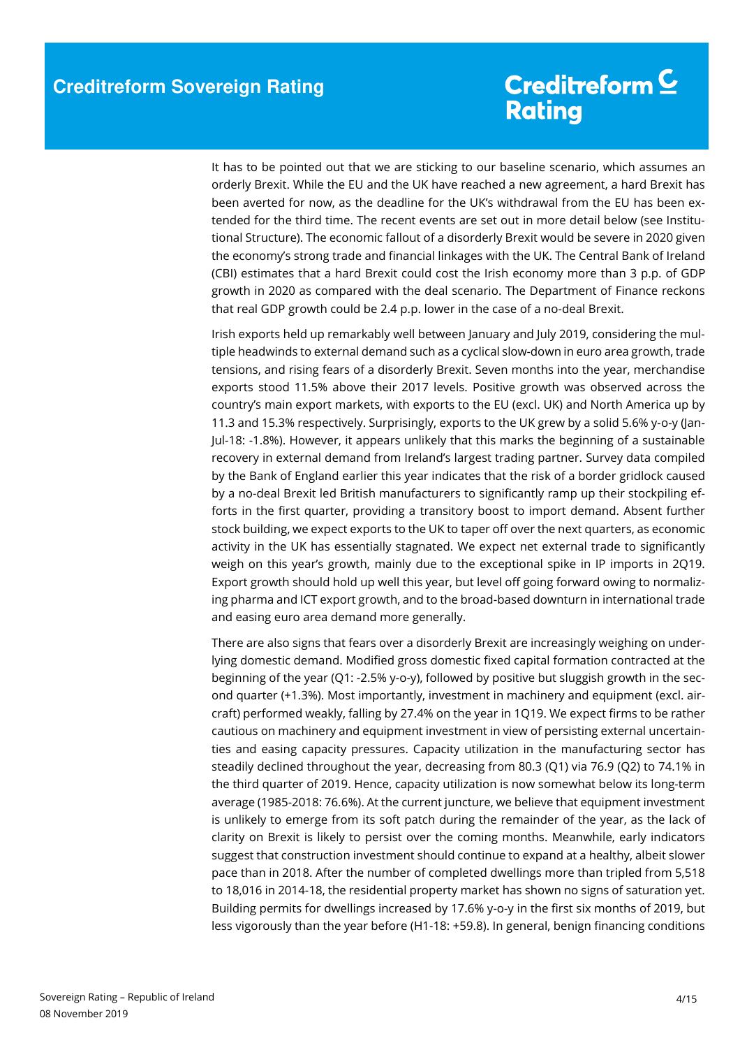It has to be pointed out that we are sticking to our baseline scenario, which assumes an orderly Brexit. While the EU and the UK have reached a new agreement, a hard Brexit has been averted for now, as the deadline for the UK's withdrawal from the EU has been extended for the third time. The recent events are set out in more detail below (see Institutional Structure). The economic fallout of a disorderly Brexit would be severe in 2020 given the economy's strong trade and financial linkages with the UK. The Central Bank of Ireland (CBI) estimates that a hard Brexit could cost the Irish economy more than 3 p.p. of GDP growth in 2020 as compared with the deal scenario. The Department of Finance reckons that real GDP growth could be 2.4 p.p. lower in the case of a no-deal Brexit.

Irish exports held up remarkably well between January and July 2019, considering the multiple headwinds to external demand such as a cyclical slow-down in euro area growth, trade tensions, and rising fears of a disorderly Brexit. Seven months into the year, merchandise exports stood 11.5% above their 2017 levels. Positive growth was observed across the country's main export markets, with exports to the EU (excl. UK) and North America up by 11.3 and 15.3% respectively. Surprisingly, exports to the UK grew by a solid 5.6% y-o-y (Jan-Jul-18: -1.8%). However, it appears unlikely that this marks the beginning of a sustainable recovery in external demand from Ireland's largest trading partner. Survey data compiled by the Bank of England earlier this year indicates that the risk of a border gridlock caused by a no-deal Brexit led British manufacturers to significantly ramp up their stockpiling efforts in the first quarter, providing a transitory boost to import demand. Absent further stock building, we expect exports to the UK to taper off over the next quarters, as economic activity in the UK has essentially stagnated. We expect net external trade to significantly weigh on this year's growth, mainly due to the exceptional spike in IP imports in 2Q19. Export growth should hold up well this year, but level off going forward owing to normalizing pharma and ICT export growth, and to the broad-based downturn in international trade and easing euro area demand more generally.

There are also signs that fears over a disorderly Brexit are increasingly weighing on underlying domestic demand. Modified gross domestic fixed capital formation contracted at the beginning of the year (Q1: -2.5% y-o-y), followed by positive but sluggish growth in the second quarter (+1.3%). Most importantly, investment in machinery and equipment (excl. aircraft) performed weakly, falling by 27.4% on the year in 1Q19. We expect firms to be rather cautious on machinery and equipment investment in view of persisting external uncertainties and easing capacity pressures. Capacity utilization in the manufacturing sector has steadily declined throughout the year, decreasing from 80.3 (Q1) via 76.9 (Q2) to 74.1% in the third quarter of 2019. Hence, capacity utilization is now somewhat below its long-term average (1985-2018: 76.6%). At the current juncture, we believe that equipment investment is unlikely to emerge from its soft patch during the remainder of the year, as the lack of clarity on Brexit is likely to persist over the coming months. Meanwhile, early indicators suggest that construction investment should continue to expand at a healthy, albeit slower pace than in 2018. After the number of completed dwellings more than tripled from 5,518 to 18,016 in 2014-18, the residential property market has shown no signs of saturation yet. Building permits for dwellings increased by 17.6% y-o-y in the first six months of 2019, but less vigorously than the year before (H1-18: +59.8). In general, benign financing conditions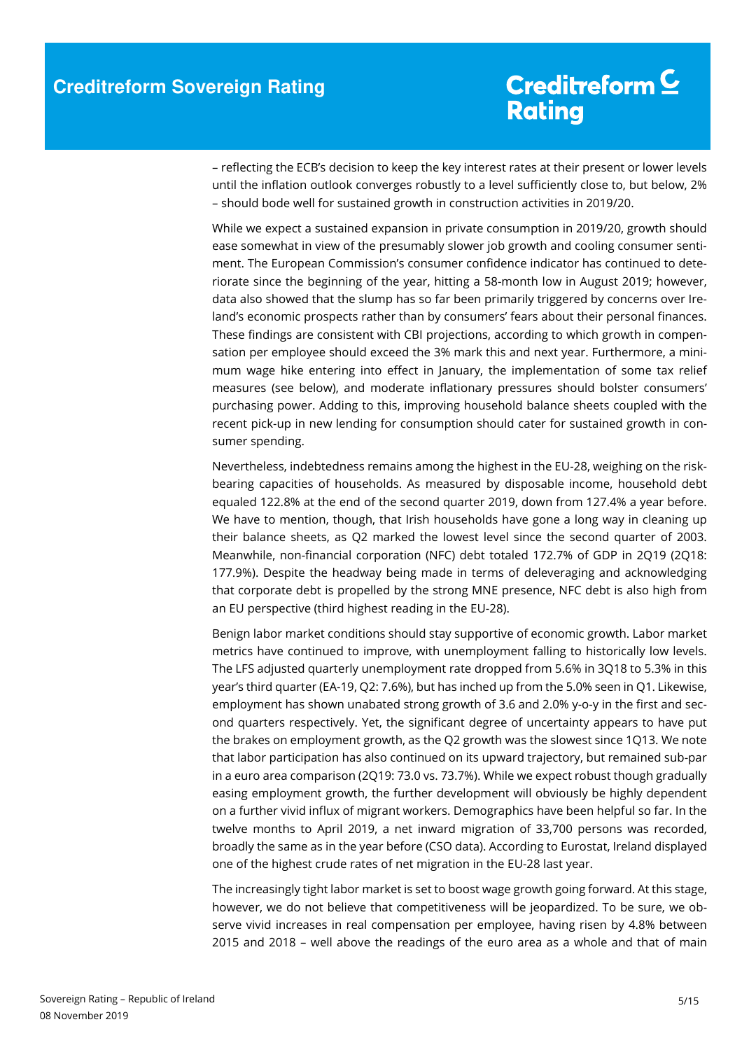– reflecting the ECB's decision to keep the key interest rates at their present or lower levels until the inflation outlook converges robustly to a level sufficiently close to, but below, 2% – should bode well for sustained growth in construction activities in 2019/20.

While we expect a sustained expansion in private consumption in 2019/20, growth should ease somewhat in view of the presumably slower job growth and cooling consumer sentiment. The European Commission's consumer confidence indicator has continued to deteriorate since the beginning of the year, hitting a 58-month low in August 2019; however, data also showed that the slump has so far been primarily triggered by concerns over Ireland's economic prospects rather than by consumers' fears about their personal finances. These findings are consistent with CBI projections, according to which growth in compensation per employee should exceed the 3% mark this and next year. Furthermore, a minimum wage hike entering into effect in January, the implementation of some tax relief measures (see below), and moderate inflationary pressures should bolster consumers' purchasing power. Adding to this, improving household balance sheets coupled with the recent pick-up in new lending for consumption should cater for sustained growth in consumer spending.

Nevertheless, indebtedness remains among the highest in the EU-28, weighing on the risk-bearing capacities of households. As measured by disposable income, household debt equaled 122.8% at the end of the second quarter 2019, down from 127.4% a year before. We have to mention, though, that Irish households have gone a long way in cleaning up their balance sheets, as Q2 marked the lowest level since the second quarter of 2003. Meanwhile, non-financial corporation (NFC) debt totaled 172.7% of GDP in 2Q19 (2Q18: 177.9%). Despite the headway being made in terms of deleveraging and acknowledging that corporate debt is propelled by the strong MNE presence, NFC debt is also high from an EU perspective (third highest reading in the EU-28).

Benign labor market conditions should stay supportive of economic growth. Labor market metrics have continued to improve, with unemployment falling to historically low levels. The LFS adjusted quarterly unemployment rate dropped from 5.6% in 3Q18 to 5.3% in this year's third quarter (EA-19, Q2: 7.6%), but has inched up from the 5.0% seen in Q1. Likewise, employment has shown unabated strong growth of 3.6 and 2.0% y-o-y in the first and second quarters respectively. Yet, the significant degree of uncertainty appears to have put the brakes on employment growth, as the Q2 growth was the slowest since 1Q13. We note that labor participation has also continued on its upward trajectory, but remained sub-par in a euro area comparison (2Q19: 73.0 vs. 73.7%). While we expect robust though gradually easing employment growth, the further development will obviously be highly dependent on a further vivid influx of migrant workers. Demographics have been helpful so far. In the twelve months to April 2019, a net inward migration of 33,700 persons was recorded, broadly the same as in the year before (CSO data). According to Eurostat, Ireland displayed one of the highest crude rates of net migration in the EU-28 last year.

The increasingly tight labor market is set to boost wage growth going forward. At this stage, however, we do not believe that competitiveness will be jeopardized. To be sure, we observe vivid increases in real compensation per employee, having risen by 4.8% between 2015 and 2018 – well above the readings of the euro area as a whole and that of main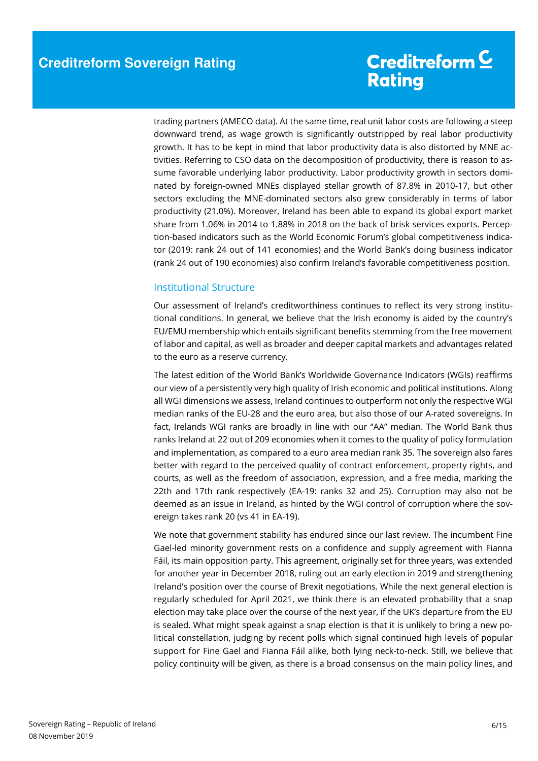trading partners (AMECO data). At the same time, real unit labor costs are following a steep downward trend, as wage growth is significantly outstripped by real labor productivity growth. It has to be kept in mind that labor productivity data is also distorted by MNE activities. Referring to CSO data on the decomposition of productivity, there is reason to assume favorable underlying labor productivity. Labor productivity growth in sectors dominated by foreign-owned MNEs displayed stellar growth of 87.8% in 2010-17, but other sectors excluding the MNE-dominated sectors also grew considerably in terms of labor productivity (21.0%). Moreover, Ireland has been able to expand its global export market share from 1.06% in 2014 to 1.88% in 2018 on the back of brisk services exports. Perception-based indicators such as the World Economic Forum's global competitiveness indicator (2019: rank 24 out of 141 economies) and the World Bank's doing business indicator (rank 24 out of 190 economies) also confirm Ireland's favorable competitiveness position.

## Institutional Structure

Our assessment of Ireland's creditworthiness continues to reflect its very strong institutional conditions. In general, we believe that the Irish economy is aided by the country's EU/EMU membership which entails significant benefits stemming from the free movement of labor and capital, as well as broader and deeper capital markets and advantages related to the euro as a reserve currency.

The latest edition of the World Bank's Worldwide Governance Indicators (WGIs) reaffirms our view of a persistently very high quality of Irish economic and political institutions. Along all WGI dimensions we assess, Ireland continues to outperform not only the respective WGI median ranks of the EU-28 and the euro area, but also those of our A-rated sovereigns. In fact, Irelands WGI ranks are broadly in line with our "AA" median. The World Bank thus ranks Ireland at 22 out of 209 economies when it comes to the quality of policy formulation and implementation, as compared to a euro area median rank 35. The sovereign also fares better with regard to the perceived quality of contract enforcement, property rights, and courts, as well as the freedom of association, expression, and a free media, marking the 22th and 17th rank respectively (EA-19: ranks 32 and 25). Corruption may also not be deemed as an issue in Ireland, as hinted by the WGI control of corruption where the sovereign takes rank 20 (vs 41 in EA-19).

We note that government stability has endured since our last review. The incumbent Fine Gael-led minority government rests on a confidence and supply agreement with Fianna Fáil, its main opposition party. This agreement, originally set for three years, was extended for another year in December 2018, ruling out an early election in 2019 and strengthening Ireland's position over the course of Brexit negotiations. While the next general election is regularly scheduled for April 2021, we think there is an elevated probability that a snap election may take place over the course of the next year, if the UK's departure from the EU is sealed. What might speak against a snap election is that it is unlikely to bring a new political constellation, judging by recent polls which signal continued high levels of popular support for Fine Gael and Fianna Fáil alike, both lying neck-to-neck. Still, we believe that policy continuity will be given, as there is a broad consensus on the main policy lines, and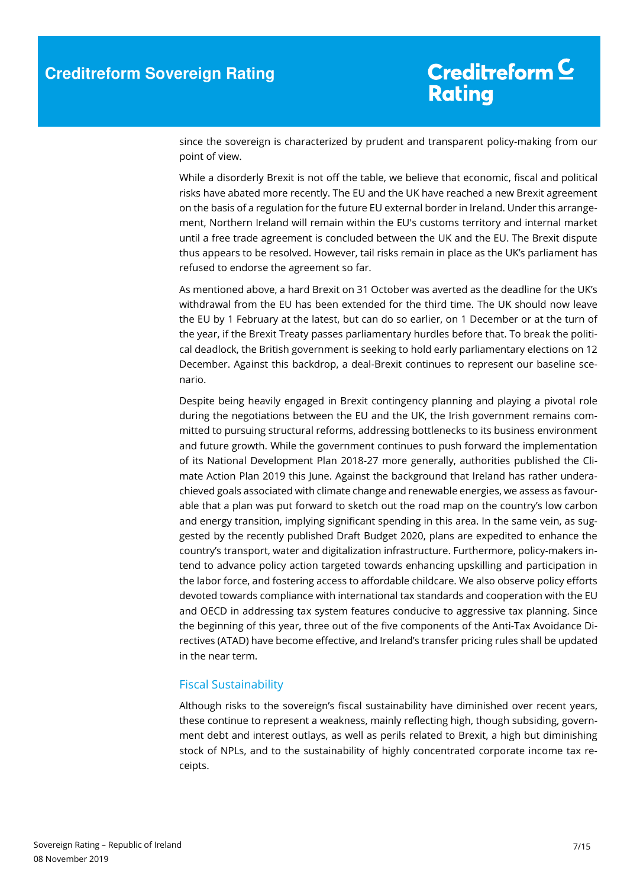since the sovereign is characterized by prudent and transparent policy-making from our point of view.

While a disorderly Brexit is not off the table, we believe that economic, fiscal and political risks have abated more recently. The EU and the UK have reached a new Brexit agreement on the basis of a regulation for the future EU external border in Ireland. Under this arrangement, Northern Ireland will remain within the EU's customs territory and internal market until a free trade agreement is concluded between the UK and the EU. The Brexit dispute thus appears to be resolved. However, tail risks remain in place as the UK's parliament has refused to endorse the agreement so far.

As mentioned above, a hard Brexit on 31 October was averted as the deadline for the UK's withdrawal from the EU has been extended for the third time. The UK should now leave the EU by 1 February at the latest, but can do so earlier, on 1 December or at the turn of the year, if the Brexit Treaty passes parliamentary hurdles before that. To break the political deadlock, the British government is seeking to hold early parliamentary elections on 12 December. Against this backdrop, a deal-Brexit continues to represent our baseline scenario.

Despite being heavily engaged in Brexit contingency planning and playing a pivotal role during the negotiations between the EU and the UK, the Irish government remains committed to pursuing structural reforms, addressing bottlenecks to its business environment and future growth. While the government continues to push forward the implementation of its National Development Plan 2018-27 more generally, authorities published the Climate Action Plan 2019 this June. Against the background that Ireland has rather underachieved goals associated with climate change and renewable energies, we assess as favourable that a plan was put forward to sketch out the road map on the country's low carbon and energy transition, implying significant spending in this area. In the same vein, as suggested by the recently published Draft Budget 2020, plans are expedited to enhance the country's transport, water and digitalization infrastructure. Furthermore, policy-makers intend to advance policy action targeted towards enhancing upskilling and participation in the labor force, and fostering access to affordable childcare. We also observe policy efforts devoted towards compliance with international tax standards and cooperation with the EU and OECD in addressing tax system features conducive to aggressive tax planning. Since the beginning of this year, three out of the five components of the Anti-Tax Avoidance Directives (ATAD) have become effective, and Ireland's transfer pricing rules shall be updated in the near term.

## Fiscal Sustainability

Although risks to the sovereign's fiscal sustainability have diminished over recent years, these continue to represent a weakness, mainly reflecting high, though subsiding, government debt and interest outlays, as well as perils related to Brexit, a high but diminishing stock of NPLs, and to the sustainability of highly concentrated corporate income tax receipts.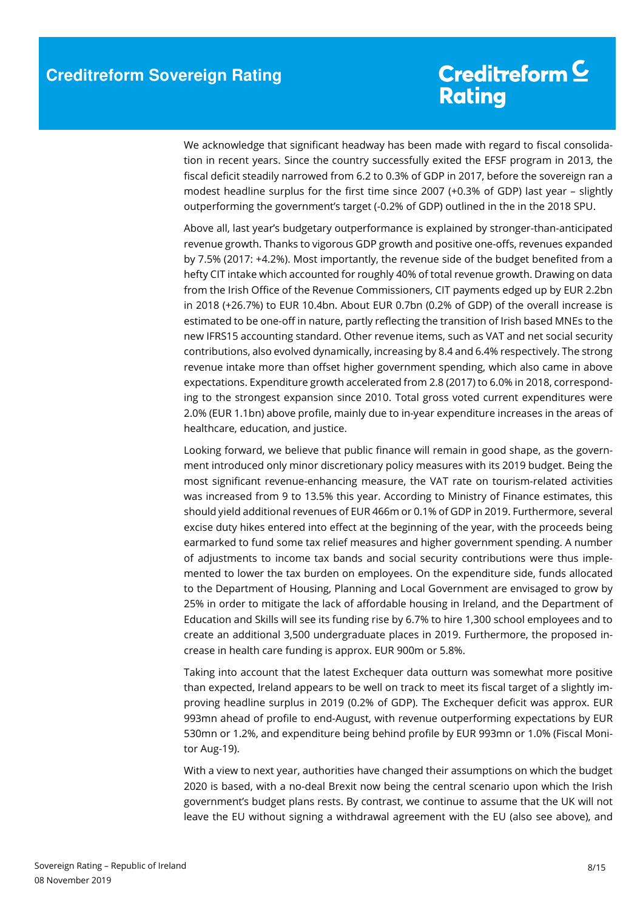We acknowledge that significant headway has been made with regard to fiscal consolidation in recent years. Since the country successfully exited the EFSF program in 2013, the fiscal deficit steadily narrowed from 6.2 to 0.3% of GDP in 2017, before the sovereign ran a modest headline surplus for the first time since 2007 (+0.3% of GDP) last year – slightly outperforming the government's target (-0.2% of GDP) outlined in the in the 2018 SPU.

Above all, last year's budgetary outperformance is explained by stronger-than-anticipated revenue growth. Thanks to vigorous GDP growth and positive one-offs, revenues expanded by 7.5% (2017: +4.2%). Most importantly, the revenue side of the budget benefited from a hefty CIT intake which accounted for roughly 40% of total revenue growth. Drawing on data from the Irish Office of the Revenue Commissioners, CIT payments edged up by EUR 2.2bn in 2018 (+26.7%) to EUR 10.4bn. About EUR 0.7bn (0.2% of GDP) of the overall increase is estimated to be one-off in nature, partly reflecting the transition of Irish based MNEs to the new IFRS15 accounting standard. Other revenue items, such as VAT and net social security contributions, also evolved dynamically, increasing by 8.4 and 6.4% respectively. The strong revenue intake more than offset higher government spending, which also came in above expectations. Expenditure growth accelerated from 2.8 (2017) to 6.0% in 2018, corresponding to the strongest expansion since 2010. Total gross voted current expenditures were 2.0% (EUR 1.1bn) above profile, mainly due to in-year expenditure increases in the areas of healthcare, education, and justice.

Looking forward, we believe that public finance will remain in good shape, as the government introduced only minor discretionary policy measures with its 2019 budget. Being the most significant revenue-enhancing measure, the VAT rate on tourism-related activities was increased from 9 to 13.5% this year. According to Ministry of Finance estimates, this should yield additional revenues of EUR 466m or 0.1% of GDP in 2019. Furthermore, several excise duty hikes entered into effect at the beginning of the year, with the proceeds being earmarked to fund some tax relief measures and higher government spending. A number of adjustments to income tax bands and social security contributions were thus implemented to lower the tax burden on employees. On the expenditure side, funds allocated to the Department of Housing, Planning and Local Government are envisaged to grow by 25% in order to mitigate the lack of affordable housing in Ireland, and the Department of Education and Skills will see its funding rise by 6.7% to hire 1,300 school employees and to create an additional 3,500 undergraduate places in 2019. Furthermore, the proposed increase in health care funding is approx. EUR 900m or 5.8%.

Taking into account that the latest Exchequer data outturn was somewhat more positive than expected, Ireland appears to be well on track to meet its fiscal target of a slightly improving headline surplus in 2019 (0.2% of GDP). The Exchequer deficit was approx. EUR 993mn ahead of profile to end-August, with revenue outperforming expectations by EUR 530mn or 1.2%, and expenditure being behind profile by EUR 993mn or 1.0% (Fiscal Monitor Aug-19).

With a view to next year, authorities have changed their assumptions on which the budget 2020 is based, with a no-deal Brexit now being the central scenario upon which the Irish government's budget plans rests. By contrast, we continue to assume that the UK will not leave the EU without signing a withdrawal agreement with the EU (also see above), and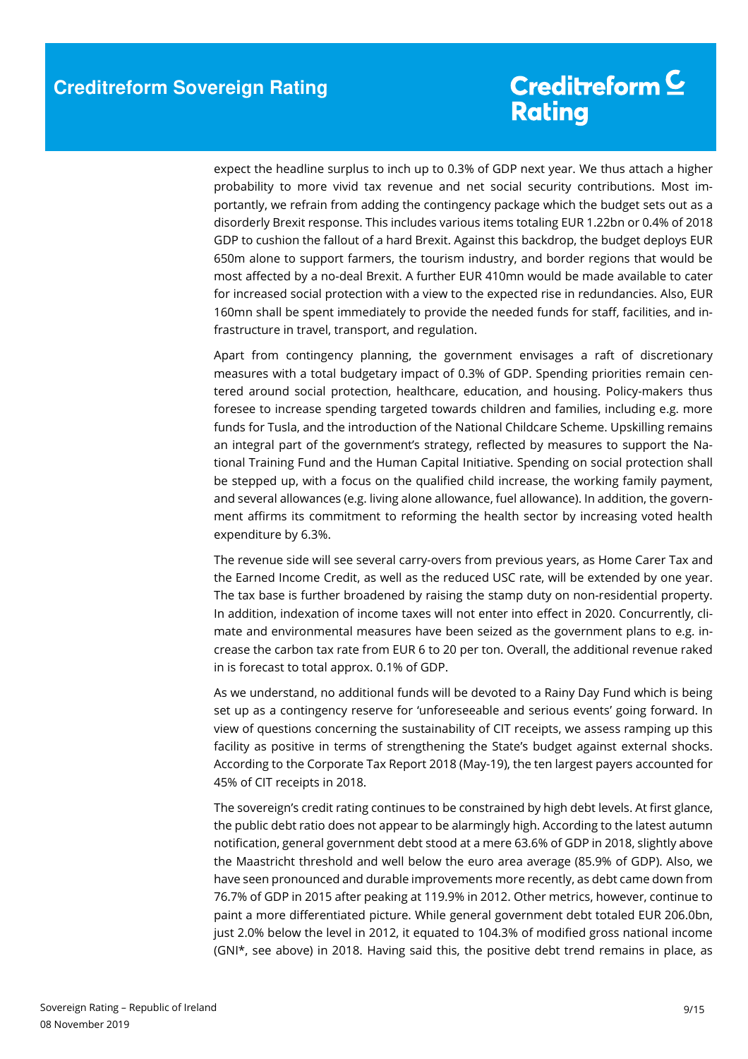expect the headline surplus to inch up to 0.3% of GDP next year. We thus attach a higher probability to more vivid tax revenue and net social security contributions. Most importantly, we refrain from adding the contingency package which the budget sets out as a disorderly Brexit response. This includes various items totaling EUR 1.22bn or 0.4% of 2018 GDP to cushion the fallout of a hard Brexit. Against this backdrop, the budget deploys EUR 650m alone to support farmers, the tourism industry, and border regions that would be most affected by a no-deal Brexit. A further EUR 410mn would be made available to cater for increased social protection with a view to the expected rise in redundancies. Also, EUR 160mn shall be spent immediately to provide the needed funds for staff, facilities, and infrastructure in travel, transport, and regulation.

Apart from contingency planning, the government envisages a raft of discretionary measures with a total budgetary impact of 0.3% of GDP. Spending priorities remain centered around social protection, healthcare, education, and housing. Policy-makers thus foresee to increase spending targeted towards children and families, including e.g. more funds for Tusla, and the introduction of the National Childcare Scheme. Upskilling remains an integral part of the government's strategy, reflected by measures to support the National Training Fund and the Human Capital Initiative. Spending on social protection shall be stepped up, with a focus on the qualified child increase, the working family payment, and several allowances (e.g. living alone allowance, fuel allowance). In addition, the government affirms its commitment to reforming the health sector by increasing voted health expenditure by 6.3%.

The revenue side will see several carry-overs from previous years, as Home Carer Tax and the Earned Income Credit, as well as the reduced USC rate, will be extended by one year. The tax base is further broadened by raising the stamp duty on non-residential property. In addition, indexation of income taxes will not enter into effect in 2020. Concurrently, climate and environmental measures have been seized as the government plans to e.g. increase the carbon tax rate from EUR 6 to 20 per ton. Overall, the additional revenue raked in is forecast to total approx. 0.1% of GDP.

As we understand, no additional funds will be devoted to a Rainy Day Fund which is being set up as a contingency reserve for 'unforeseeable and serious events' going forward. In view of questions concerning the sustainability of CIT receipts, we assess ramping up this facility as positive in terms of strengthening the State's budget against external shocks. According to the Corporate Tax Report 2018 (May-19), the ten largest payers accounted for 45% of CIT receipts in 2018.

The sovereign's credit rating continues to be constrained by high debt levels. At first glance, the public debt ratio does not appear to be alarmingly high. According to the latest autumn notification, general government debt stood at a mere 63.6% of GDP in 2018, slightly above the Maastricht threshold and well below the euro area average (85.9% of GDP). Also, we have seen pronounced and durable improvements more recently, as debt came down from 76.7% of GDP in 2015 after peaking at 119.9% in 2012. Other metrics, however, continue to paint a more differentiated picture. While general government debt totaled EUR 206.0bn, just 2.0% below the level in 2012, it equated to 104.3% of modified gross national income (GNI*, see above) in 2018. Having said this, the positive debt trend remains in place, as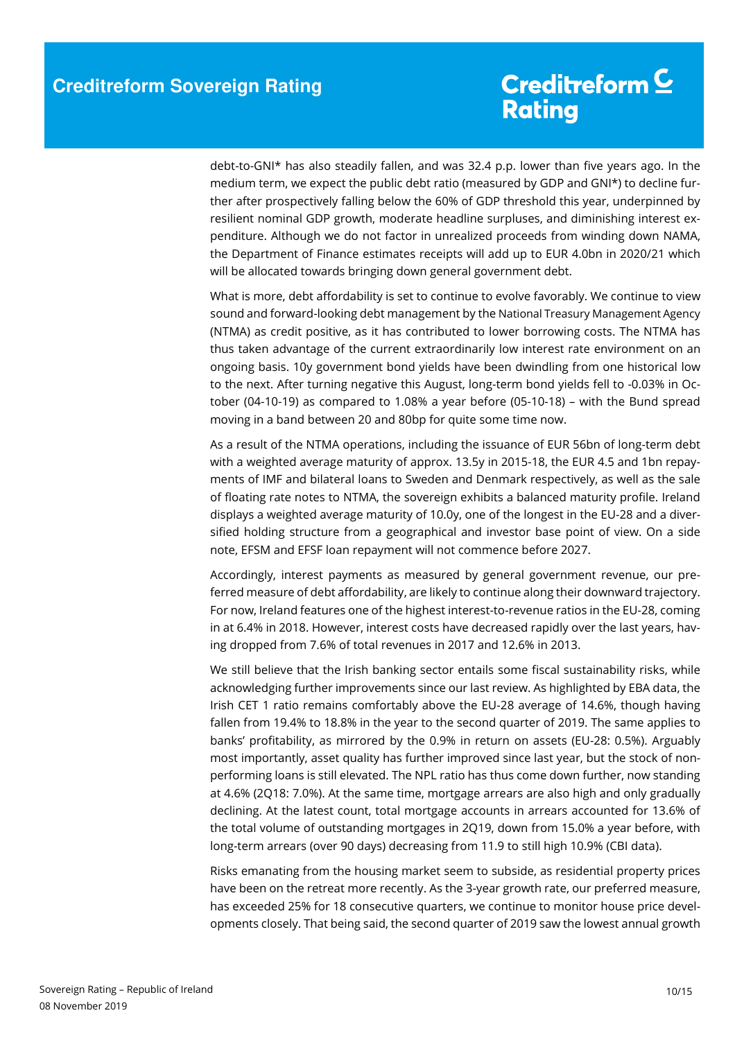debt-to-GNI* has also steadily fallen, and was 32.4 p.p. lower than five years ago. In the medium term, we expect the public debt ratio (measured by GDP and GNI*) to decline further after prospectively falling below the 60% of GDP threshold this year, underpinned by resilient nominal GDP growth, moderate headline surpluses, and diminishing interest expenditure. Although we do not factor in unrealized proceeds from winding down NAMA, the Department of Finance estimates receipts will add up to EUR 4.0bn in 2020/21 which will be allocated towards bringing down general government debt.

What is more, debt affordability is set to continue to evolve favorably. We continue to view sound and forward-looking debt management by the National Treasury Management Agency (NTMA) as credit positive, as it has contributed to lower borrowing costs. The NTMA has thus taken advantage of the current extraordinarily low interest rate environment on an ongoing basis. 10y government bond yields have been dwindling from one historical low to the next. After turning negative this August, long-term bond yields fell to -0.03% in October (04-10-19) as compared to 1.08% a year before (05-10-18) – with the Bund spread moving in a band between 20 and 80bp for quite some time now.

As a result of the NTMA operations, including the issuance of EUR 56bn of long-term debt with a weighted average maturity of approx. 13.5y in 2015-18, the EUR 4.5 and 1bn repayments of IMF and bilateral loans to Sweden and Denmark respectively, as well as the sale of floating rate notes to NTMA, the sovereign exhibits a balanced maturity profile. Ireland displays a weighted average maturity of 10.0y, one of the longest in the EU-28 and a diversified holding structure from a geographical and investor base point of view. On a side note, EFSM and EFSF loan repayment will not commence before 2027.

Accordingly, interest payments as measured by general government revenue, our preferred measure of debt affordability, are likely to continue along their downward trajectory. For now, Ireland features one of the highest interest-to-revenue ratios in the EU-28, coming in at 6.4% in 2018. However, interest costs have decreased rapidly over the last years, having dropped from 7.6% of total revenues in 2017 and 12.6% in 2013.

We still believe that the Irish banking sector entails some fiscal sustainability risks, while acknowledging further improvements since our last review. As highlighted by EBA data, the Irish CET 1 ratio remains comfortably above the EU-28 average of 14.6%, though having fallen from 19.4% to 18.8% in the year to the second quarter of 2019. The same applies to banks' profitability, as mirrored by the 0.9% in return on assets (EU-28: 0.5%). Arguably most importantly, asset quality has further improved since last year, but the stock of non-performing loans is still elevated. The NPL ratio has thus come down further, now standing at 4.6% (2Q18: 7.0%). At the same time, mortgage arrears are also high and only gradually declining. At the latest count, total mortgage accounts in arrears accounted for 13.6% of the total volume of outstanding mortgages in 2Q19, down from 15.0% a year before, with long-term arrears (over 90 days) decreasing from 11.9 to still high 10.9% (CBI data).

Risks emanating from the housing market seem to subside, as residential property prices have been on the retreat more recently. As the 3-year growth rate, our preferred measure, has exceeded 25% for 18 consecutive quarters, we continue to monitor house price developments closely. That being said, the second quarter of 2019 saw the lowest annual growth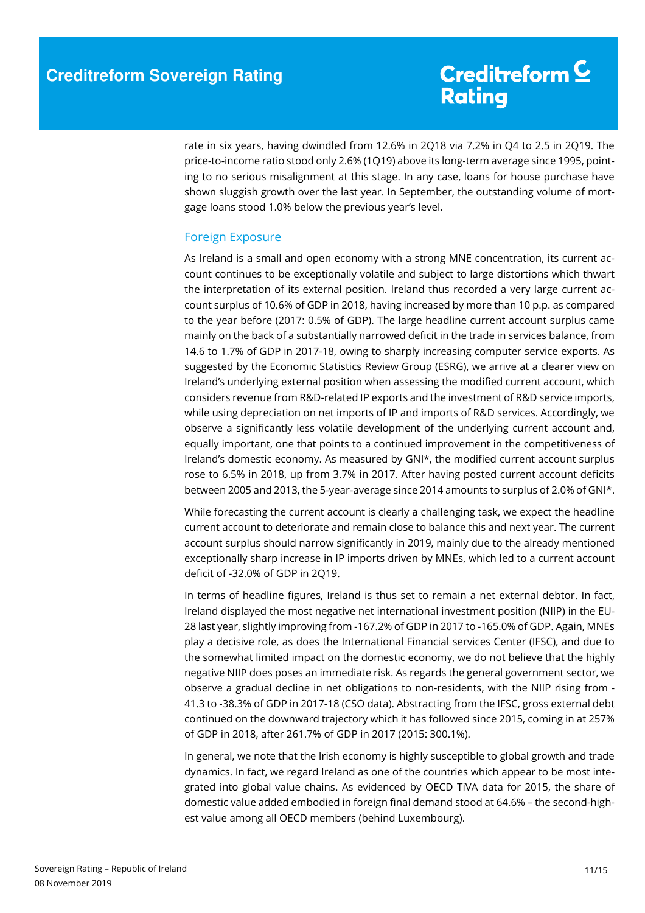rate in six years, having dwindled from 12.6% in 2Q18 via 7.2% in Q4 to 2.5 in 2Q19. The price-to-income ratio stood only 2.6% (1Q19) above its long-term average since 1995, pointing to no serious misalignment at this stage. In any case, loans for house purchase have shown sluggish growth over the last year. In September, the outstanding volume of mortgage loans stood 1.0% below the previous year's level.

## Foreign Exposure

As Ireland is a small and open economy with a strong MNE concentration, its current account continues to be exceptionally volatile and subject to large distortions which thwart the interpretation of its external position. Ireland thus recorded a very large current account surplus of 10.6% of GDP in 2018, having increased by more than 10 p.p. as compared to the year before (2017: 0.5% of GDP). The large headline current account surplus came mainly on the back of a substantially narrowed deficit in the trade in services balance, from 14.6 to 1.7% of GDP in 2017-18, owing to sharply increasing computer service exports. As suggested by the Economic Statistics Review Group (ESRG), we arrive at a clearer view on Ireland's underlying external position when assessing the modified current account, which considers revenue from R&D-related IP exports and the investment of R&D service imports, while using depreciation on net imports of IP and imports of R&D services. Accordingly, we observe a significantly less volatile development of the underlying current account and, equally important, one that points to a continued improvement in the competitiveness of Ireland's domestic economy. As measured by GNI*, the modified current account surplus rose to 6.5% in 2018, up from 3.7% in 2017. After having posted current account deficits between 2005 and 2013, the 5-year-average since 2014 amounts to surplus of 2.0% of GNI*.

While forecasting the current account is clearly a challenging task, we expect the headline current account to deteriorate and remain close to balance this and next year. The current account surplus should narrow significantly in 2019, mainly due to the already mentioned exceptionally sharp increase in IP imports driven by MNEs, which led to a current account deficit of -32.0% of GDP in 2Q19.

In terms of headline figures, Ireland is thus set to remain a net external debtor. In fact, Ireland displayed the most negative net international investment position (NIIP) in the EU-28 last year, slightly improving from -167.2% of GDP in 2017 to -165.0% of GDP. Again, MNEs play a decisive role, as does the International Financial services Center (IFSC), and due to the somewhat limited impact on the domestic economy, we do not believe that the highly negative NIIP does poses an immediate risk. As regards the general government sector, we observe a gradual decline in net obligations to non-residents, with the NIIP rising from -41.3 to -38.3% of GDP in 2017-18 (CSO data). Abstracting from the IFSC, gross external debt continued on the downward trajectory which it has followed since 2015, coming in at 257% of GDP in 2018, after 261.7% of GDP in 2017 (2015: 300.1%).

In general, we note that the Irish economy is highly susceptible to global growth and trade dynamics. In fact, we regard Ireland as one of the countries which appear to be most integrated into global value chains. As evidenced by OECD TiVA data for 2015, the share of domestic value added embodied in foreign final demand stood at 64.6% – the second-highest value among all OECD members (behind Luxembourg).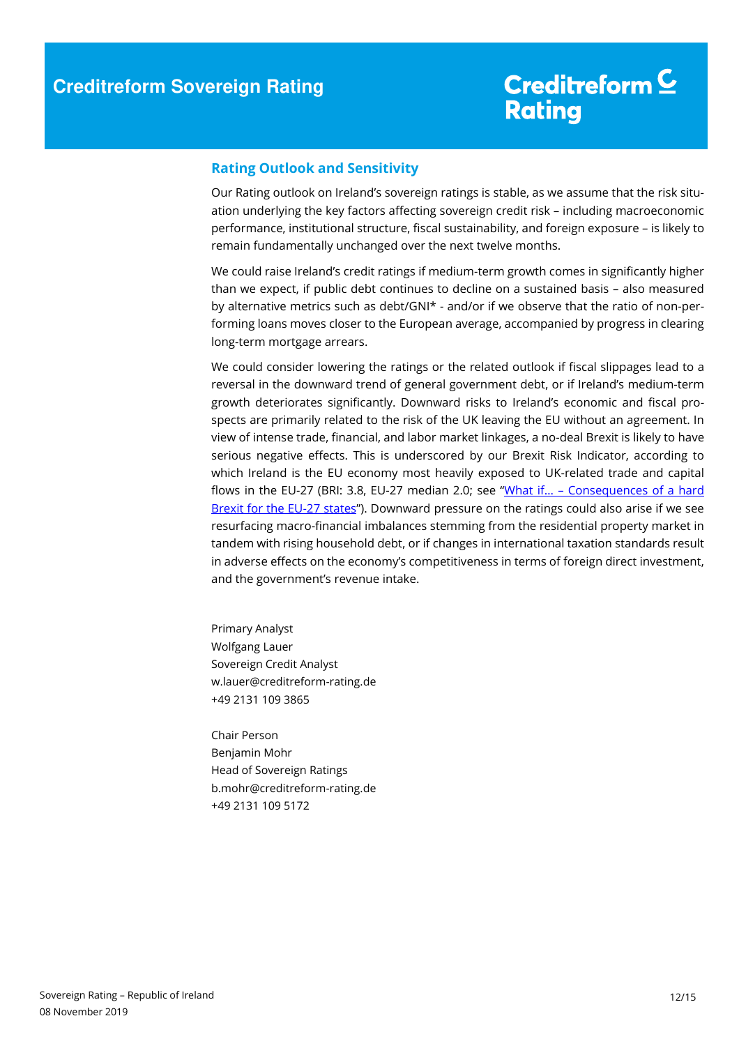## Rating Outlook and Sensitivity

Our Rating outlook on Ireland's sovereign ratings is stable, as we assume that the risk situation underlying the key factors affecting sovereign credit risk – including macroeconomic performance, institutional structure, fiscal sustainability, and foreign exposure – is likely to remain fundamentally unchanged over the next twelve months.

We could raise Ireland's credit ratings if medium-term growth comes in significantly higher than we expect, if public debt continues to decline on a sustained basis – also measured by alternative metrics such as debt/GNI* - and/or if we observe that the ratio of non-performing loans moves closer to the European average, accompanied by progress in clearing long-term mortgage arrears.

We could consider lowering the ratings or the related outlook if fiscal slippages lead to a reversal in the downward trend of general government debt, or if Ireland's medium-term growth deteriorates significantly. Downward risks to Ireland's economic and fiscal prospects are primarily related to the risk of the UK leaving the EU without an agreement. In view of intense trade, financial, and labor market linkages, a no-deal Brexit is likely to have serious negative effects. This is underscored by our Brexit Risk Indicator, according to which Ireland is the EU economy most heavily exposed to UK-related trade and capital flows in the EU-27 (BRI: 3.8, EU-27 median 2.0; see "What if… – Consequences of a hard Brexit for the EU-27 states"). Downward pressure on the ratings could also arise if we see resurfacing macro-financial imbalances stemming from the residential property market in tandem with rising household debt, or if changes in international taxation standards result in adverse effects on the economy's competitiveness in terms of foreign direct investment, and the government's revenue intake.

Primary Analyst
Wolfgang Lauer
Sovereign Credit Analyst
w.lauer@creditreform-rating.de
+49 2131 109 3865

Chair Person
Benjamin Mohr
Head of Sovereign Ratings
b.mohr@creditreform-rating.de
+49 2131 109 5172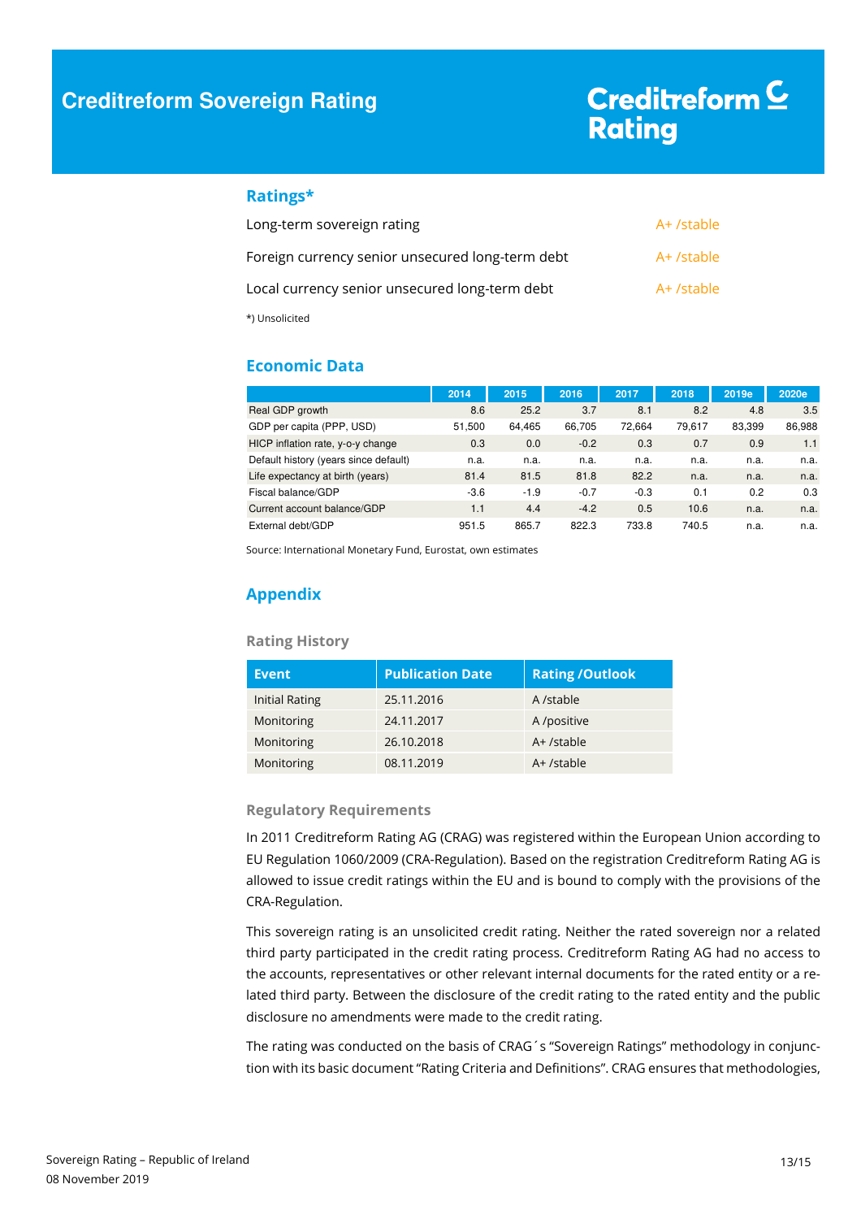# Creditreform Sovereign Rating

## Ratings*

| | |
|---|---|
| Long-term sovereign rating | A+ /stable |
| Foreign currency senior unsecured long-term debt | A+ /stable |
| Local currency senior unsecured long-term debt | A+ /stable |

*) Unsolicited

## Economic Data

| | 2014 | 2015 | 2016 | 2017 | 2018 | 2019e | 2020e |
|---|---|---|---|---|---|---|---|
| Real GDP growth | 8.6 | 25.2 | 3.7 | 8.1 | 8.2 | 4.8 | 3.5 |
| GDP per capita (PPP, USD) | 51,500 | 64,465 | 66,705 | 72,664 | 79,617 | 83,399 | 86,988 |
| HICP inflation rate, y-o-y change | 0.3 | 0.0 | -0.2 | 0.3 | 0.7 | 0.9 | 1.1 |
| Default history (years since default) | n.a. | n.a. | n.a. | n.a. | n.a. | n.a. | n.a. |
| Life expectancy at birth (years) | 81.4 | 81.5 | 81.8 | 82.2 | n.a. | n.a. | n.a. |
| Fiscal balance/GDP | -3.6 | -1.9 | -0.7 | -0.3 | 0.1 | 0.2 | 0.3 |
| Current account balance/GDP | 1.1 | 4.4 | -4.2 | 0.5 | 10.6 | n.a. | n.a. |
| External debt/GDP | 951.5 | 865.7 | 822.3 | 733.8 | 740.5 | n.a. | n.a. |

Source: International Monetary Fund, Eurostat, own estimates

## Appendix

### Rating History

| Event | Publication Date | Rating /Outlook |
|---|---|---|
| Initial Rating | 25.11.2016 | A /stable |
| Monitoring | 24.11.2017 | A /positive |
| Monitoring | 26.10.2018 | A+ /stable |
| Monitoring | 08.11.2019 | A+ /stable |

### Regulatory Requirements

In 2011 Creditreform Rating AG (CRAG) was registered within the European Union according to EU Regulation 1060/2009 (CRA-Regulation). Based on the registration Creditreform Rating AG is allowed to issue credit ratings within the EU and is bound to comply with the provisions of the CRA-Regulation.

This sovereign rating is an unsolicited credit rating. Neither the rated sovereign nor a related third party participated in the credit rating process. Creditreform Rating AG had no access to the accounts, representatives or other relevant internal documents for the rated entity or a related third party. Between the disclosure of the credit rating to the rated entity and the public disclosure no amendments were made to the credit rating.

The rating was conducted on the basis of CRAG´s "Sovereign Ratings" methodology in conjunction with its basic document "Rating Criteria and Definitions". CRAG ensures that methodologies,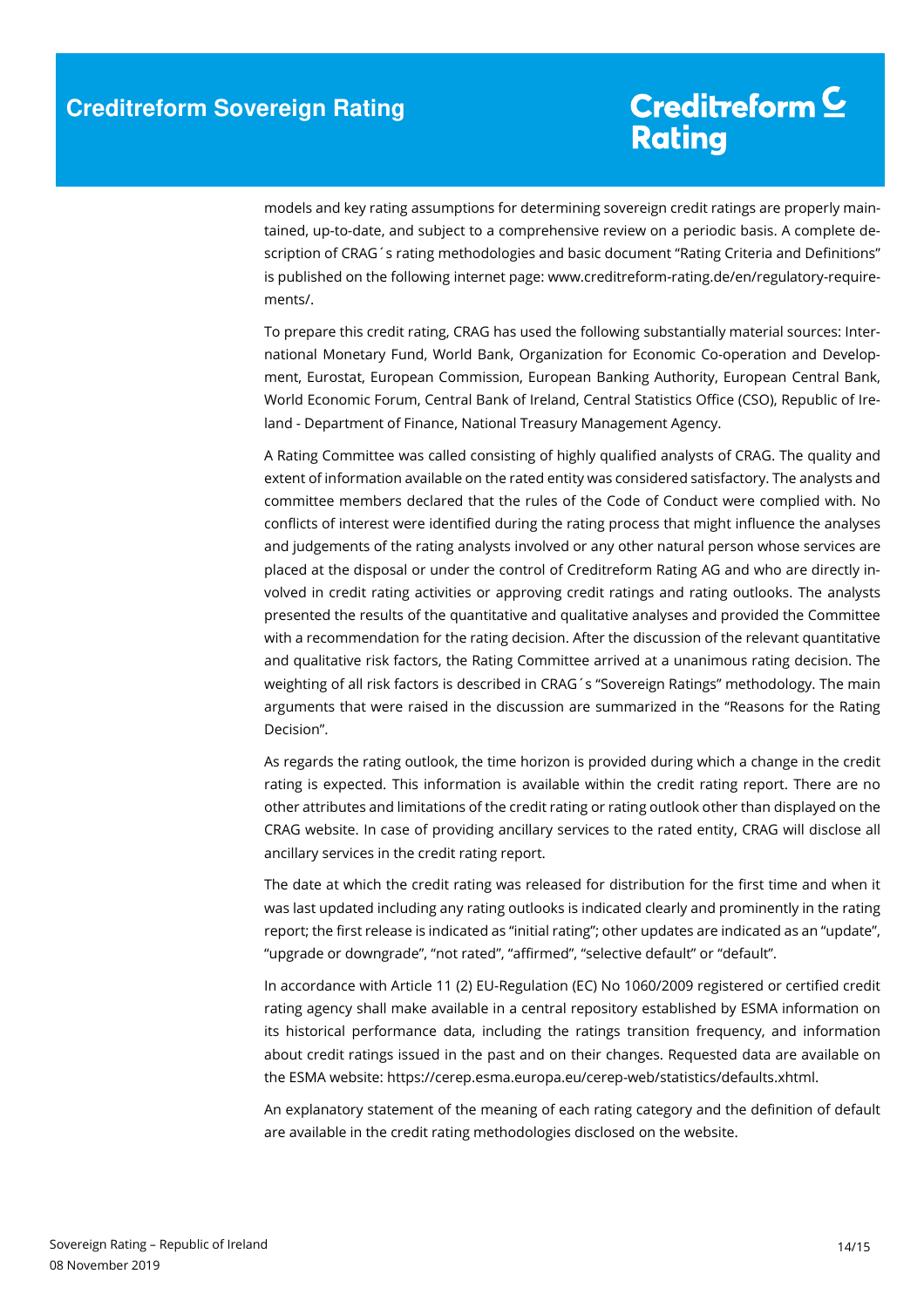models and key rating assumptions for determining sovereign credit ratings are properly maintained, up-to-date, and subject to a comprehensive review on a periodic basis. A complete description of CRAG´s rating methodologies and basic document "Rating Criteria and Definitions" is published on the following internet page: www.creditreform-rating.de/en/regulatory-requirements/.

To prepare this credit rating, CRAG has used the following substantially material sources: International Monetary Fund, World Bank, Organization for Economic Co-operation and Development, Eurostat, European Commission, European Banking Authority, European Central Bank, World Economic Forum, Central Bank of Ireland, Central Statistics Office (CSO), Republic of Ireland - Department of Finance, National Treasury Management Agency.

A Rating Committee was called consisting of highly qualified analysts of CRAG. The quality and extent of information available on the rated entity was considered satisfactory. The analysts and committee members declared that the rules of the Code of Conduct were complied with. No conflicts of interest were identified during the rating process that might influence the analyses and judgements of the rating analysts involved or any other natural person whose services are placed at the disposal or under the control of Creditreform Rating AG and who are directly involved in credit rating activities or approving credit ratings and rating outlooks. The analysts presented the results of the quantitative and qualitative analyses and provided the Committee with a recommendation for the rating decision. After the discussion of the relevant quantitative and qualitative risk factors, the Rating Committee arrived at a unanimous rating decision. The weighting of all risk factors is described in CRAG´s "Sovereign Ratings" methodology. The main arguments that were raised in the discussion are summarized in the "Reasons for the Rating Decision".

As regards the rating outlook, the time horizon is provided during which a change in the credit rating is expected. This information is available within the credit rating report. There are no other attributes and limitations of the credit rating or rating outlook other than displayed on the CRAG website. In case of providing ancillary services to the rated entity, CRAG will disclose all ancillary services in the credit rating report.

The date at which the credit rating was released for distribution for the first time and when it was last updated including any rating outlooks is indicated clearly and prominently in the rating report; the first release is indicated as "initial rating"; other updates are indicated as an "update", "upgrade or downgrade", "not rated", "affirmed", "selective default" or "default".

In accordance with Article 11 (2) EU-Regulation (EC) No 1060/2009 registered or certified credit rating agency shall make available in a central repository established by ESMA information on its historical performance data, including the ratings transition frequency, and information about credit ratings issued in the past and on their changes. Requested data are available on the ESMA website: https://cerep.esma.europa.eu/cerep-web/statistics/defaults.xhtml.

An explanatory statement of the meaning of each rating category and the definition of default are available in the credit rating methodologies disclosed on the website.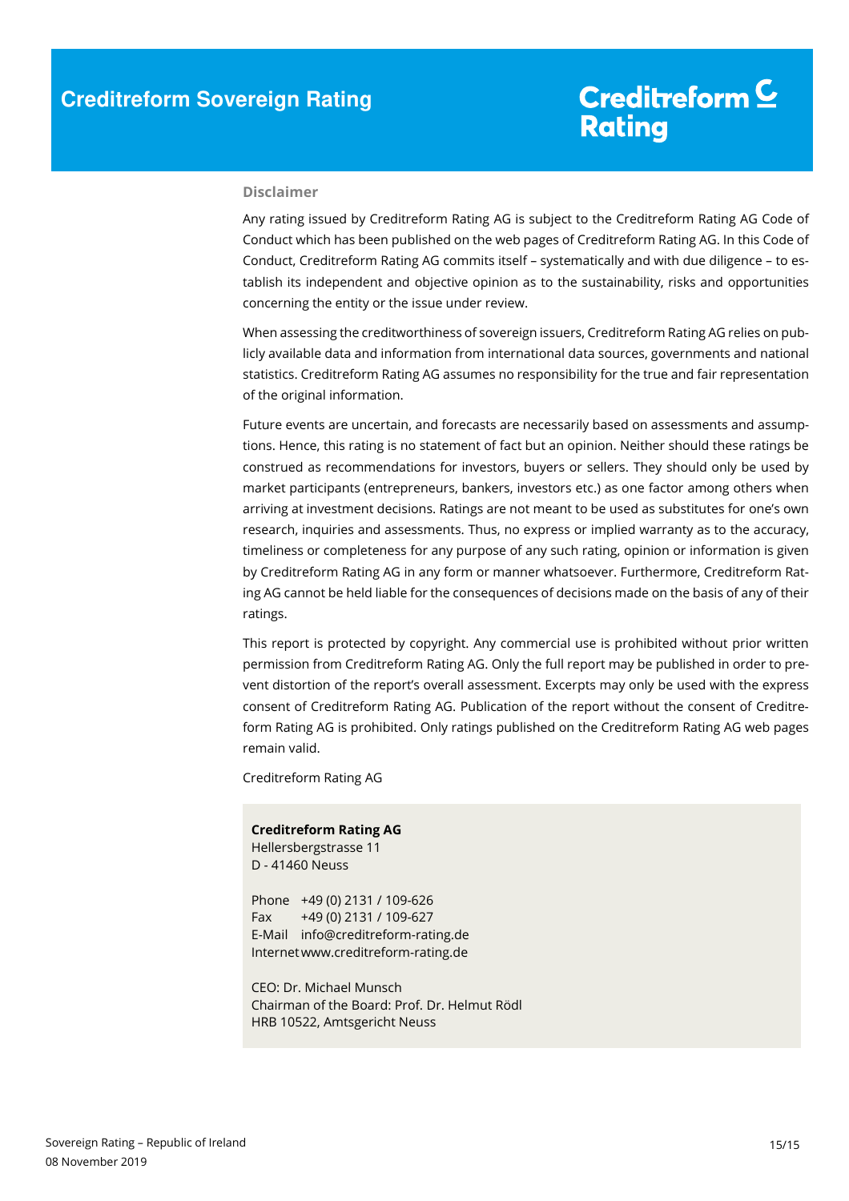## Disclaimer

Any rating issued by Creditreform Rating AG is subject to the Creditreform Rating AG Code of Conduct which has been published on the web pages of Creditreform Rating AG. In this Code of Conduct, Creditreform Rating AG commits itself – systematically and with due diligence – to establish its independent and objective opinion as to the sustainability, risks and opportunities concerning the entity or the issue under review.

When assessing the creditworthiness of sovereign issuers, Creditreform Rating AG relies on publicly available data and information from international data sources, governments and national statistics. Creditreform Rating AG assumes no responsibility for the true and fair representation of the original information.

Future events are uncertain, and forecasts are necessarily based on assessments and assumptions. Hence, this rating is no statement of fact but an opinion. Neither should these ratings be construed as recommendations for investors, buyers or sellers. They should only be used by market participants (entrepreneurs, bankers, investors etc.) as one factor among others when arriving at investment decisions. Ratings are not meant to be used as substitutes for one's own research, inquiries and assessments. Thus, no express or implied warranty as to the accuracy, timeliness or completeness for any purpose of any such rating, opinion or information is given by Creditreform Rating AG in any form or manner whatsoever. Furthermore, Creditreform Rating AG cannot be held liable for the consequences of decisions made on the basis of any of their ratings.

This report is protected by copyright. Any commercial use is prohibited without prior written permission from Creditreform Rating AG. Only the full report may be published in order to prevent distortion of the report's overall assessment. Excerpts may only be used with the express consent of Creditreform Rating AG. Publication of the report without the consent of Creditreform Rating AG is prohibited. Only ratings published on the Creditreform Rating AG web pages remain valid.

Creditreform Rating AG

**Creditreform Rating AG**
Hellersbergstrasse 11
D - 41460 Neuss

Phone +49 (0) 2131 / 109-626
Fax +49 (0) 2131 / 109-627
E-Mail info@creditreform-rating.de
Internet www.creditreform-rating.de

CEO: Dr. Michael Munsch
Chairman of the Board: Prof. Dr. Helmut Rödl
HRB 10522, Amtsgericht Neuss